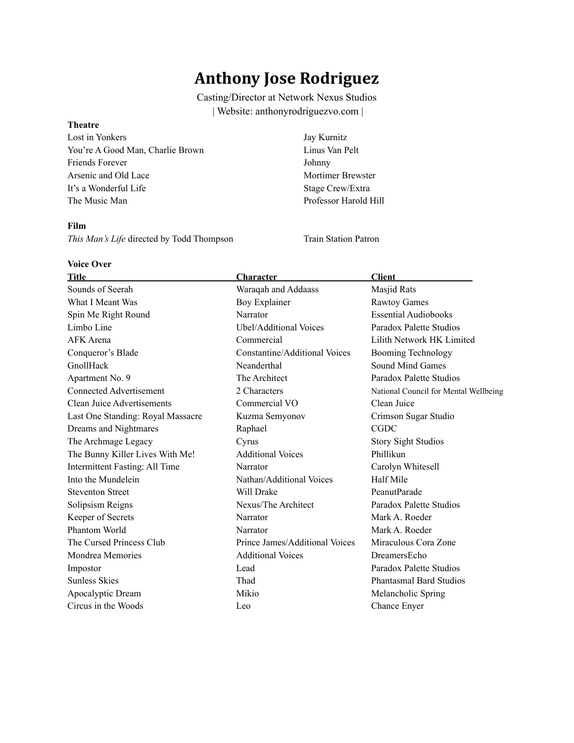# Anthony Jose Rodriguez

Casting/Director at Network Nexus Studios
| Website: anthonyrodriguezvo.com |

**Theatre**

| | |
|---|---|
| Lost in Yonkers | Jay Kurnitz |
| You're A Good Man, Charlie Brown | Linus Van Pelt |
| Friends Forever | Johnny |
| Arsenic and Old Lace | Mortimer Brewster |
| It's a Wonderful Life | Stage Crew/Extra |
| The Music Man | Professor Harold Hill |

**Film**

| | |
|---|---|
| *This Man's Life* directed by Todd Thompson | Train Station Patron |

**Voice Over**

| Title | Character | Client |
|---|---|---|
| Sounds of Seerah | Waraqah and Addaass | Masjid Rats |
| What I Meant Was | Boy Explainer | Rawtoy Games |
| Spin Me Right Round | Narrator | Essential Audiobooks |
| Limbo Line | Ubel/Additional Voices | Paradox Palette Studios |
| AFK Arena | Commercial | Lilith Network HK Limited |
| Conqueror's Blade | Constantine/Additional Voices | Booming Technology |
| GnollHack | Neanderthal | Sound Mind Games |
| Apartment No. 9 | The Architect | Paradox Palette Studios |
| Connected Advertisement | 2 Characters | National Council for Mental Wellbeing |
| Clean Juice Advertisements | Commercial VO | Clean Juice |
| Last One Standing: Royal Massacre | Kuzma Semyonov | Crimson Sugar Studio |
| Dreams and Nightmares | Raphael | CGDC |
| The Archmage Legacy | Cyrus | Story Sight Studios |
| The Bunny Killer Lives With Me! | Additional Voices | Phillikun |
| Intermittent Fasting: All Time | Narrator | Carolyn Whitesell |
| Into the Mundelein | Nathan/Additional Voices | Half Mile |
| Steventon Street | Will Drake | PeanutParade |
| Solipsism Reigns | Nexus/The Architect | Paradox Palette Studios |
| Keeper of Secrets | Narrator | Mark A. Roeder |
| Phantom World | Narrator | Mark A. Roeder |
| The Cursed Princess Club | Prince James/Additional Voices | Miraculous Cora Zone |
| Mondrea Memories | Additional Voices | DreamersEcho |
| Impostor | Lead | Paradox Palette Studios |
| Sunless Skies | Thad | Phantasmal Bard Studios |
| Apocalyptic Dream | Mikio | Melancholic Spring |
| Circus in the Woods | Leo | Chance Enyer |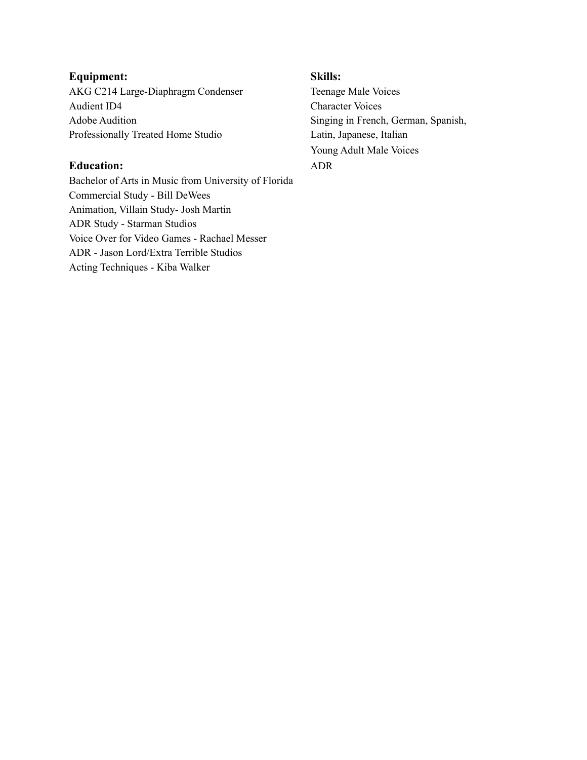**Equipment:**
AKG C214 Large-Diaphragm Condenser
Audient ID4
Adobe Audition
Professionally Treated Home Studio

**Education:**
Bachelor of Arts in Music from University of Florida
Commercial Study - Bill DeWees
Animation, Villain Study- Josh Martin
ADR Study - Starman Studios
Voice Over for Video Games - Rachael Messer
ADR - Jason Lord/Extra Terrible Studios
Acting Techniques - Kiba Walker

**Skills:**
Teenage Male Voices
Character Voices
Singing in French, German, Spanish, Latin, Japanese, Italian
Young Adult Male Voices
ADR